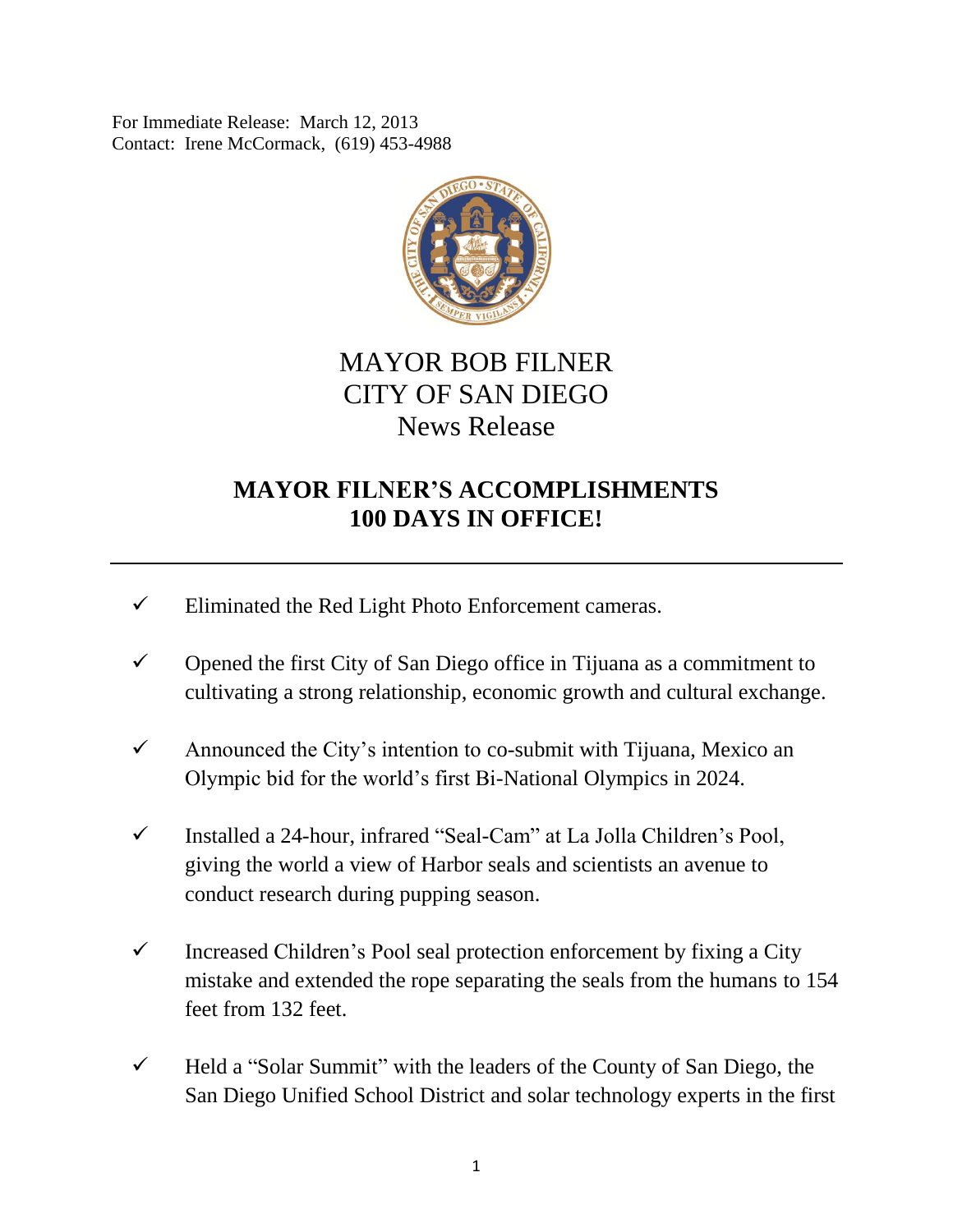For Immediate Release: March 12, 2013
Contact: Irene McCormack, (619) 453-4988

MAYOR BOB FILNER
CITY OF SAN DIEGO
News Release

# MAYOR FILNER'S ACCOMPLISHMENTS 100 DAYS IN OFFICE!

---

- ✓ Eliminated the Red Light Photo Enforcement cameras.
- ✓ Opened the first City of San Diego office in Tijuana as a commitment to cultivating a strong relationship, economic growth and cultural exchange.
- ✓ Announced the City's intention to co-submit with Tijuana, Mexico an Olympic bid for the world's first Bi-National Olympics in 2024.
- ✓ Installed a 24-hour, infrared "Seal-Cam" at La Jolla Children's Pool, giving the world a view of Harbor seals and scientists an avenue to conduct research during pupping season.
- ✓ Increased Children's Pool seal protection enforcement by fixing a City mistake and extended the rope separating the seals from the humans to 154 feet from 132 feet.
- ✓ Held a "Solar Summit" with the leaders of the County of San Diego, the San Diego Unified School District and solar technology experts in the first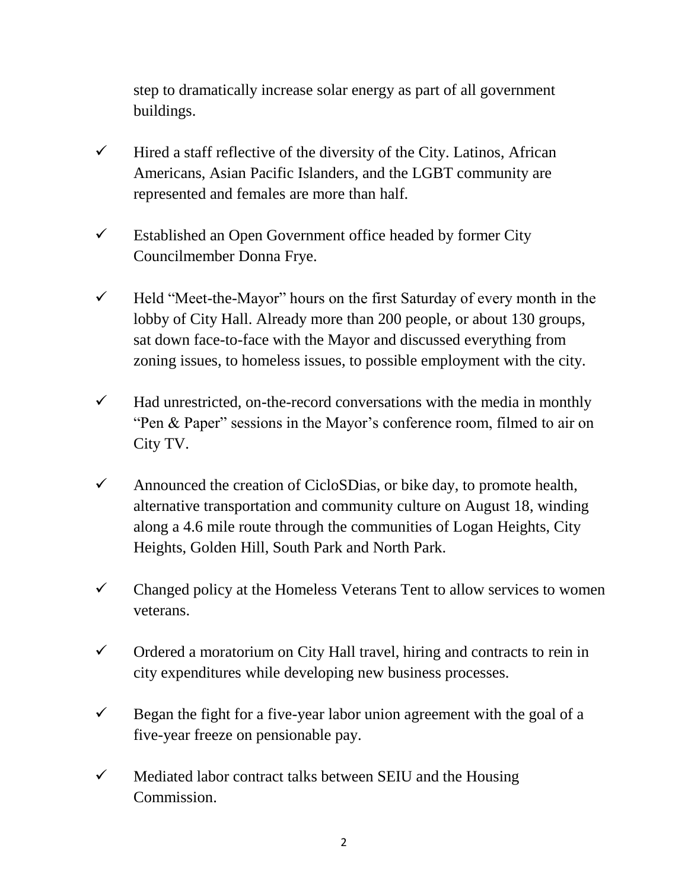step to dramatically increase solar energy as part of all government buildings.

- ✓ Hired a staff reflective of the diversity of the City. Latinos, African Americans, Asian Pacific Islanders, and the LGBT community are represented and females are more than half.

- ✓ Established an Open Government office headed by former City Councilmember Donna Frye.

- ✓ Held "Meet-the-Mayor" hours on the first Saturday of every month in the lobby of City Hall. Already more than 200 people, or about 130 groups, sat down face-to-face with the Mayor and discussed everything from zoning issues, to homeless issues, to possible employment with the city.

- ✓ Had unrestricted, on-the-record conversations with the media in monthly "Pen & Paper" sessions in the Mayor's conference room, filmed to air on City TV.

- ✓ Announced the creation of CicloSDias, or bike day, to promote health, alternative transportation and community culture on August 18, winding along a 4.6 mile route through the communities of Logan Heights, City Heights, Golden Hill, South Park and North Park.

- ✓ Changed policy at the Homeless Veterans Tent to allow services to women veterans.

- ✓ Ordered a moratorium on City Hall travel, hiring and contracts to rein in city expenditures while developing new business processes.

- ✓ Began the fight for a five-year labor union agreement with the goal of a five-year freeze on pensionable pay.

- ✓ Mediated labor contract talks between SEIU and the Housing Commission.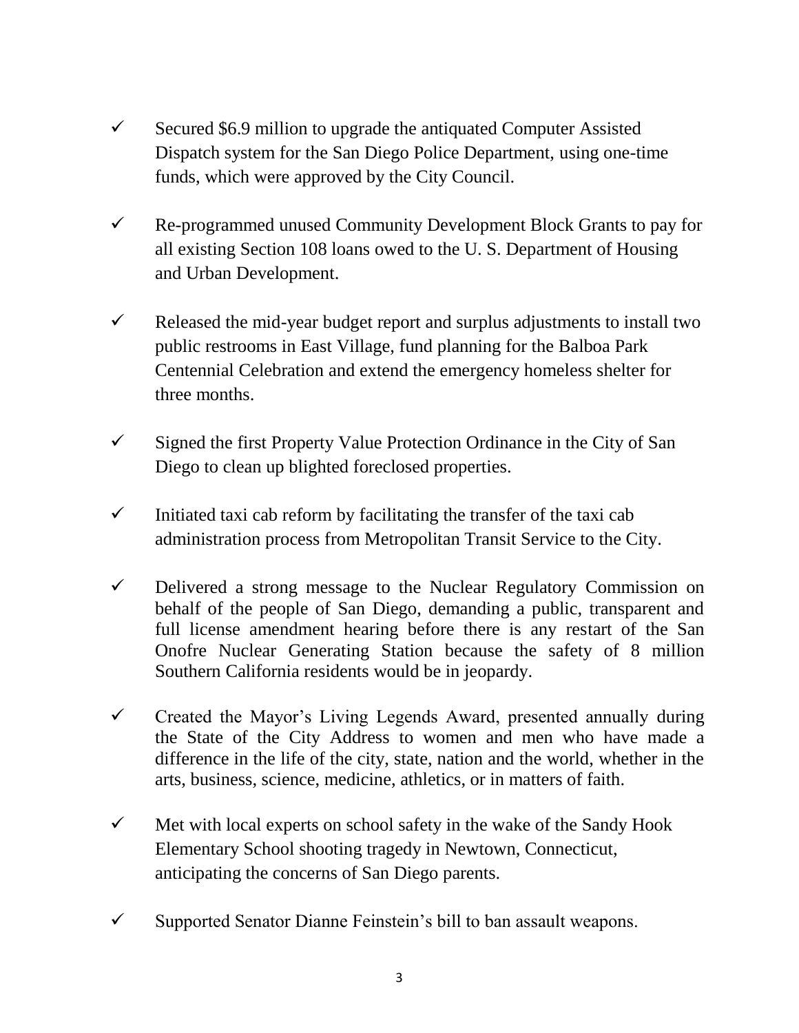- ✓ Secured $6.9 million to upgrade the antiquated Computer Assisted Dispatch system for the San Diego Police Department, using one-time funds, which were approved by the City Council.

- ✓ Re-programmed unused Community Development Block Grants to pay for all existing Section 108 loans owed to the U. S. Department of Housing and Urban Development.

- ✓ Released the mid-year budget report and surplus adjustments to install two public restrooms in East Village, fund planning for the Balboa Park Centennial Celebration and extend the emergency homeless shelter for three months.

- ✓ Signed the first Property Value Protection Ordinance in the City of San Diego to clean up blighted foreclosed properties.

- ✓ Initiated taxi cab reform by facilitating the transfer of the taxi cab administration process from Metropolitan Transit Service to the City.

- ✓ Delivered a strong message to the Nuclear Regulatory Commission on behalf of the people of San Diego, demanding a public, transparent and full license amendment hearing before there is any restart of the San Onofre Nuclear Generating Station because the safety of 8 million Southern California residents would be in jeopardy.

- ✓ Created the Mayor's Living Legends Award, presented annually during the State of the City Address to women and men who have made a difference in the life of the city, state, nation and the world, whether in the arts, business, science, medicine, athletics, or in matters of faith.

- ✓ Met with local experts on school safety in the wake of the Sandy Hook Elementary School shooting tragedy in Newtown, Connecticut, anticipating the concerns of San Diego parents.

- ✓ Supported Senator Dianne Feinstein's bill to ban assault weapons.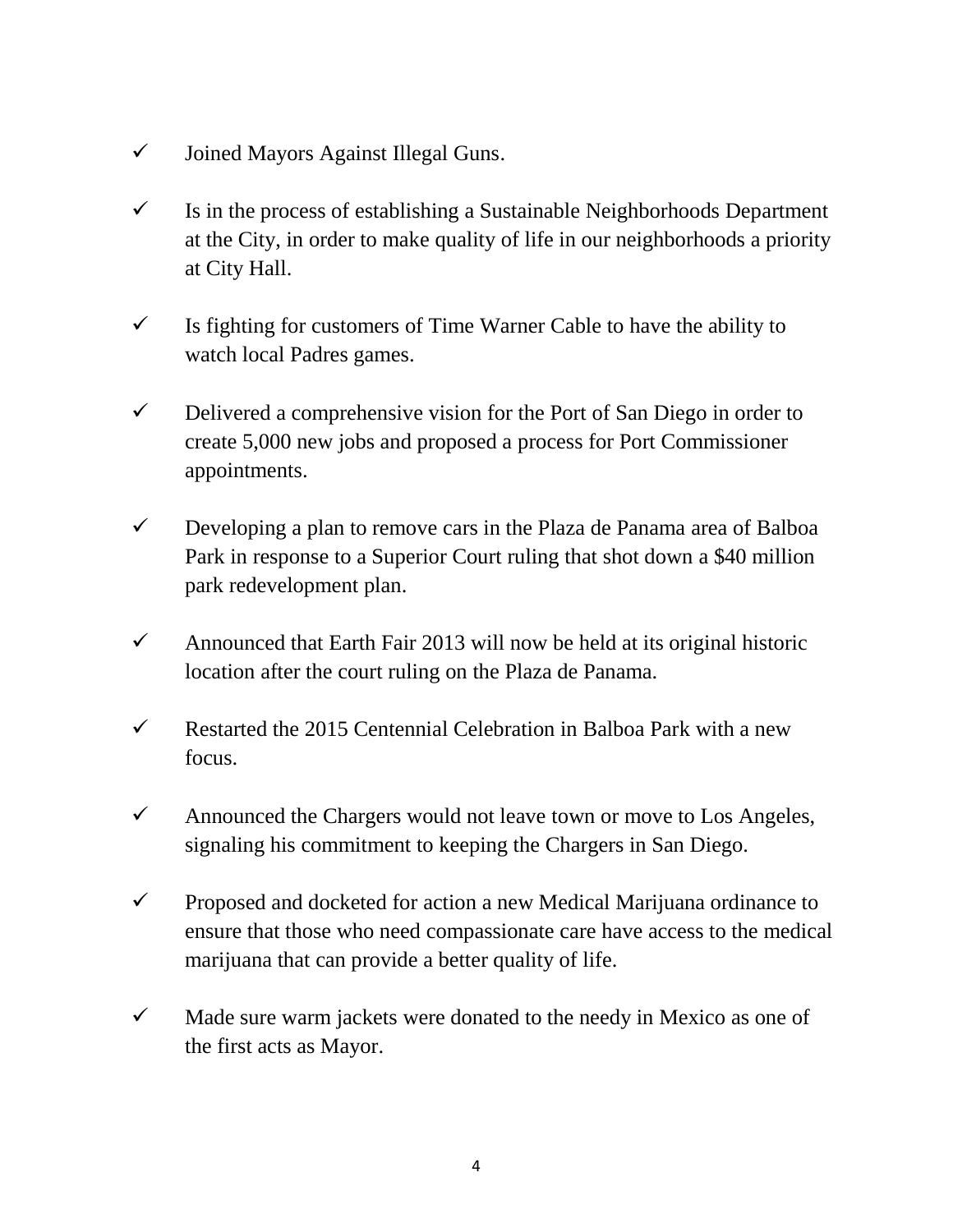- ✓ Joined Mayors Against Illegal Guns.
- ✓ Is in the process of establishing a Sustainable Neighborhoods Department at the City, in order to make quality of life in our neighborhoods a priority at City Hall.
- ✓ Is fighting for customers of Time Warner Cable to have the ability to watch local Padres games.
- ✓ Delivered a comprehensive vision for the Port of San Diego in order to create 5,000 new jobs and proposed a process for Port Commissioner appointments.
- ✓ Developing a plan to remove cars in the Plaza de Panama area of Balboa Park in response to a Superior Court ruling that shot down a $40 million park redevelopment plan.
- ✓ Announced that Earth Fair 2013 will now be held at its original historic location after the court ruling on the Plaza de Panama.
- ✓ Restarted the 2015 Centennial Celebration in Balboa Park with a new focus.
- ✓ Announced the Chargers would not leave town or move to Los Angeles, signaling his commitment to keeping the Chargers in San Diego.
- ✓ Proposed and docketed for action a new Medical Marijuana ordinance to ensure that those who need compassionate care have access to the medical marijuana that can provide a better quality of life.
- ✓ Made sure warm jackets were donated to the needy in Mexico as one of the first acts as Mayor.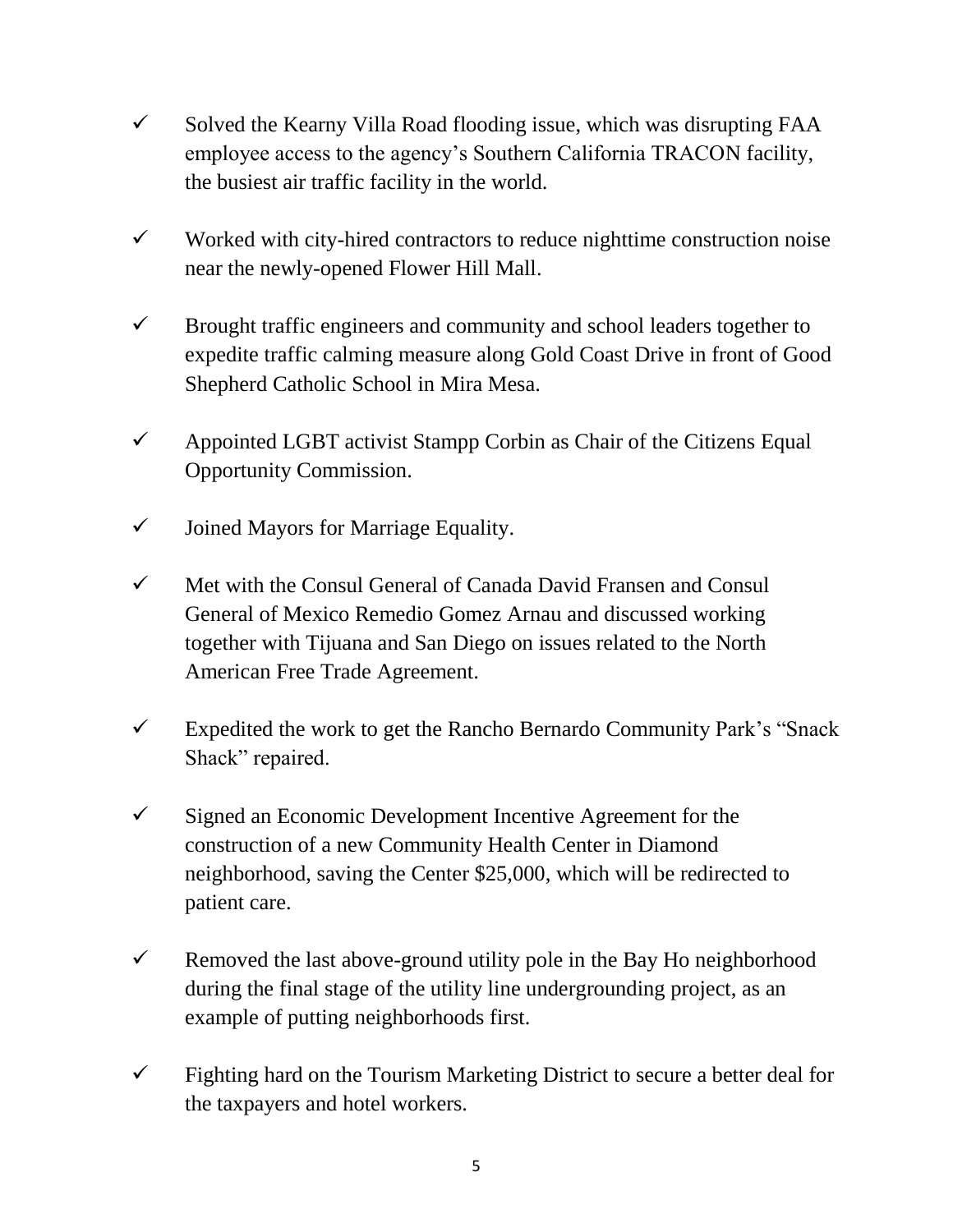- ✓ Solved the Kearny Villa Road flooding issue, which was disrupting FAA employee access to the agency's Southern California TRACON facility, the busiest air traffic facility in the world.

- ✓ Worked with city-hired contractors to reduce nighttime construction noise near the newly-opened Flower Hill Mall.

- ✓ Brought traffic engineers and community and school leaders together to expedite traffic calming measure along Gold Coast Drive in front of Good Shepherd Catholic School in Mira Mesa.

- ✓ Appointed LGBT activist Stampp Corbin as Chair of the Citizens Equal Opportunity Commission.

- ✓ Joined Mayors for Marriage Equality.

- ✓ Met with the Consul General of Canada David Fransen and Consul General of Mexico Remedio Gomez Arnau and discussed working together with Tijuana and San Diego on issues related to the North American Free Trade Agreement.

- ✓ Expedited the work to get the Rancho Bernardo Community Park's "Snack Shack" repaired.

- ✓ Signed an Economic Development Incentive Agreement for the construction of a new Community Health Center in Diamond neighborhood, saving the Center $25,000, which will be redirected to patient care.

- ✓ Removed the last above-ground utility pole in the Bay Ho neighborhood during the final stage of the utility line undergrounding project, as an example of putting neighborhoods first.

- ✓ Fighting hard on the Tourism Marketing District to secure a better deal for the taxpayers and hotel workers.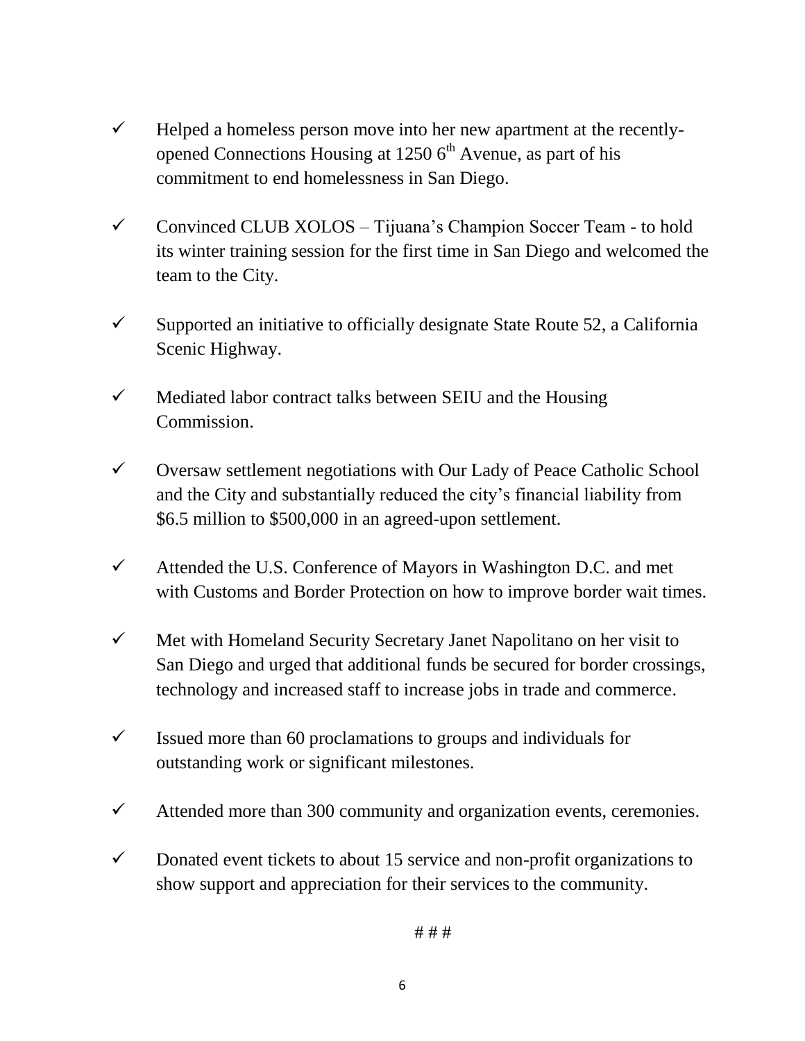- ✓ Helped a homeless person move into her new apartment at the recently-opened Connections Housing at 1250 6th Avenue, as part of his commitment to end homelessness in San Diego.
- ✓ Convinced CLUB XOLOS – Tijuana's Champion Soccer Team - to hold its winter training session for the first time in San Diego and welcomed the team to the City.
- ✓ Supported an initiative to officially designate State Route 52, a California Scenic Highway.
- ✓ Mediated labor contract talks between SEIU and the Housing Commission.
- ✓ Oversaw settlement negotiations with Our Lady of Peace Catholic School and the City and substantially reduced the city's financial liability from $6.5 million to $500,000 in an agreed-upon settlement.
- ✓ Attended the U.S. Conference of Mayors in Washington D.C. and met with Customs and Border Protection on how to improve border wait times.
- ✓ Met with Homeland Security Secretary Janet Napolitano on her visit to San Diego and urged that additional funds be secured for border crossings, technology and increased staff to increase jobs in trade and commerce.
- ✓ Issued more than 60 proclamations to groups and individuals for outstanding work or significant milestones.
- ✓ Attended more than 300 community and organization events, ceremonies.
- ✓ Donated event tickets to about 15 service and non-profit organizations to show support and appreciation for their services to the community.

# # #